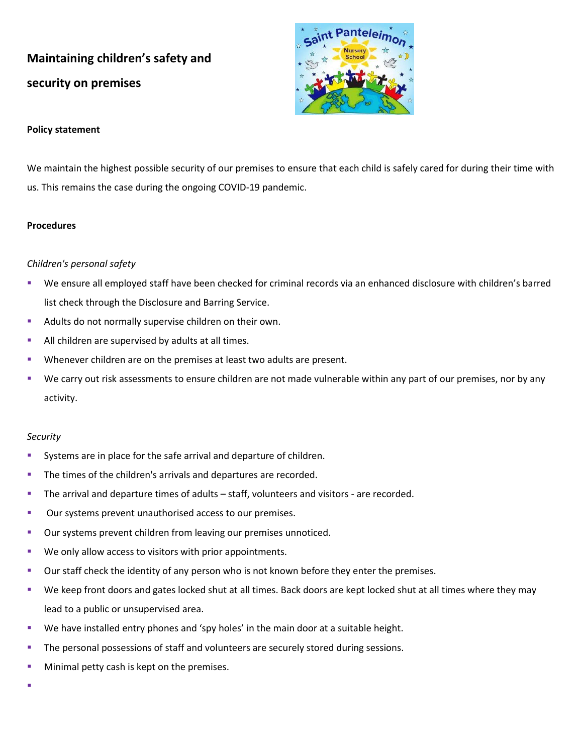# Maintaining children's safety and security on premises

**Policy statement**

We maintain the highest possible security of our premises to ensure that each child is safely cared for during their time with us. This remains the case during the ongoing COVID-19 pandemic.

**Procedures**

*Children's personal safety*

- We ensure all employed staff have been checked for criminal records via an enhanced disclosure with children's barred list check through the Disclosure and Barring Service.
- Adults do not normally supervise children on their own.
- All children are supervised by adults at all times.
- Whenever children are on the premises at least two adults are present.
- We carry out risk assessments to ensure children are not made vulnerable within any part of our premises, nor by any activity.

*Security*

- Systems are in place for the safe arrival and departure of children.
- The times of the children's arrivals and departures are recorded.
- The arrival and departure times of adults – staff, volunteers and visitors - are recorded.
- Our systems prevent unauthorised access to our premises.
- Our systems prevent children from leaving our premises unnoticed.
- We only allow access to visitors with prior appointments.
- Our staff check the identity of any person who is not known before they enter the premises.
- We keep front doors and gates locked shut at all times. Back doors are kept locked shut at all times where they may lead to a public or unsupervised area.
- We have installed entry phones and 'spy holes' in the main door at a suitable height.
- The personal possessions of staff and volunteers are securely stored during sessions.
- Minimal petty cash is kept on the premises.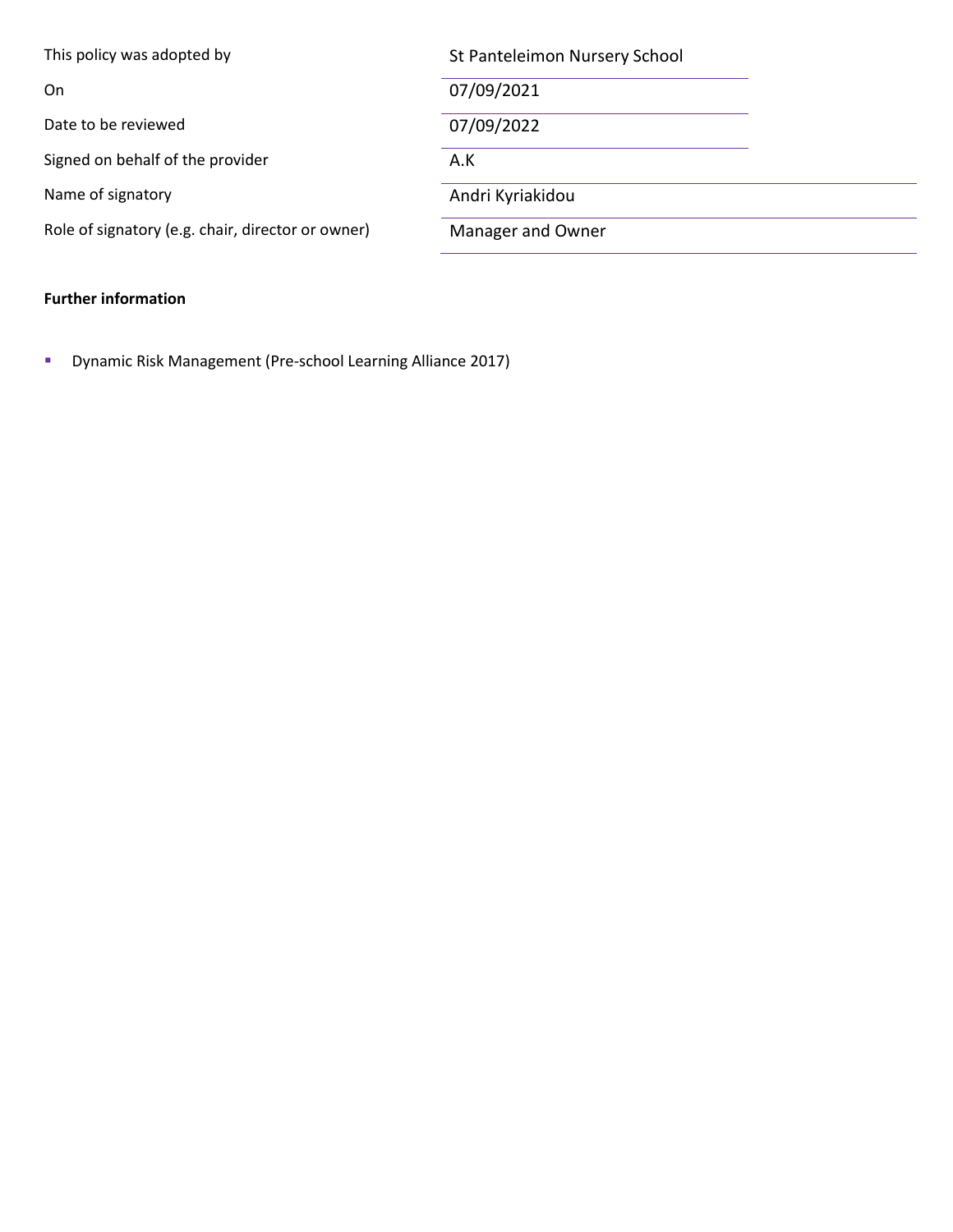| | |
|---|---|
| This policy was adopted by | St Panteleimon Nursery School |
| On | 07/09/2021 |
| Date to be reviewed | 07/09/2022 |
| Signed on behalf of the provider | A.K |
| Name of signatory | Andri Kyriakidou |
| Role of signatory (e.g. chair, director or owner) | Manager and Owner |

**Further information**

- Dynamic Risk Management (Pre-school Learning Alliance 2017)